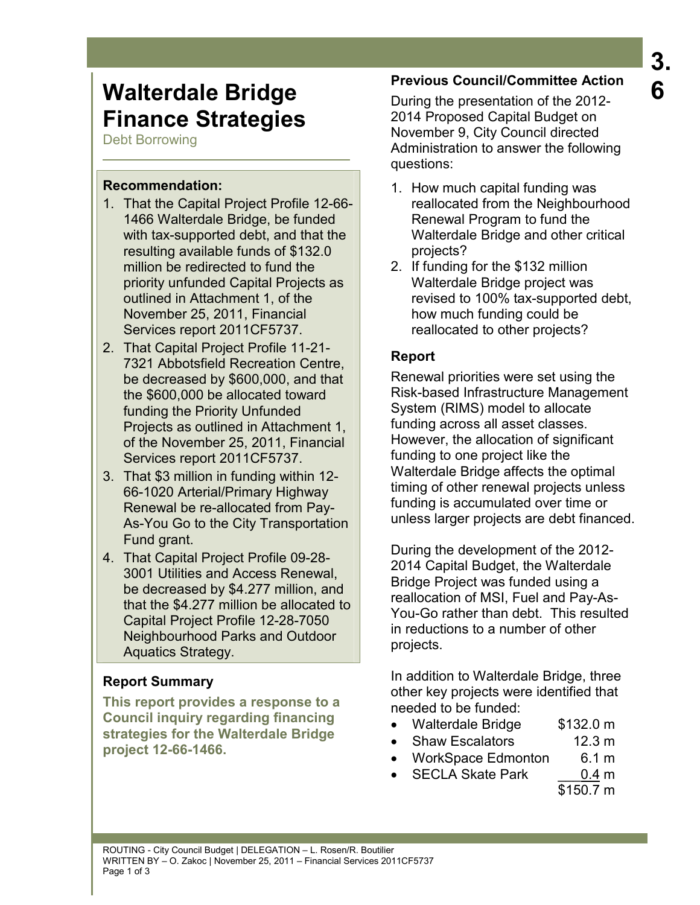# Walterdale Bridge Finance Strategies

Debt Borrowing

**Recommendation:**

1. That the Capital Project Profile 12-66-1466 Walterdale Bridge, be funded with tax-supported debt, and that the resulting available funds of $132.0 million be redirected to fund the priority unfunded Capital Projects as outlined in Attachment 1, of the November 25, 2011, Financial Services report 2011CF5737.
2. That Capital Project Profile 11-21-7321 Abbotsfield Recreation Centre, be decreased by $600,000, and that the $600,000 be allocated toward funding the Priority Unfunded Projects as outlined in Attachment 1, of the November 25, 2011, Financial Services report 2011CF5737.
3. That $3 million in funding within 12-66-1020 Arterial/Primary Highway Renewal be re-allocated from Pay-As-You Go to the City Transportation Fund grant.
4. That Capital Project Profile 09-28-3001 Utilities and Access Renewal, be decreased by $4.277 million, and that the $4.277 million be allocated to Capital Project Profile 12-28-7050 Neighbourhood Parks and Outdoor Aquatics Strategy.

## Report Summary

**This report provides a response to a Council inquiry regarding financing strategies for the Walterdale Bridge project 12-66-1466.**

## Previous Council/Committee Action

During the presentation of the 2012-2014 Proposed Capital Budget on November 9, City Council directed Administration to answer the following questions:

1. How much capital funding was reallocated from the Neighbourhood Renewal Program to fund the Walterdale Bridge and other critical projects?
2. If funding for the $132 million Walterdale Bridge project was revised to 100% tax-supported debt, how much funding could be reallocated to other projects?

## Report

Renewal priorities were set using the Risk-based Infrastructure Management System (RIMS) model to allocate funding across all asset classes. However, the allocation of significant funding to one project like the Walterdale Bridge affects the optimal timing of other renewal projects unless funding is accumulated over time or unless larger projects are debt financed.

During the development of the 2012-2014 Capital Budget, the Walterdale Bridge Project was funded using a reallocation of MSI, Fuel and Pay-As-You-Go rather than debt. This resulted in reductions to a number of other projects.

In addition to Walterdale Bridge, three other key projects were identified that needed to be funded:

| | |
|---|---|
| • Walterdale Bridge | $132.0 m |
| • Shaw Escalators | 12.3 m |
| • WorkSpace Edmonton | 6.1 m |
| • SECLA Skate Park | 0.4 m |
| | $150.7 m |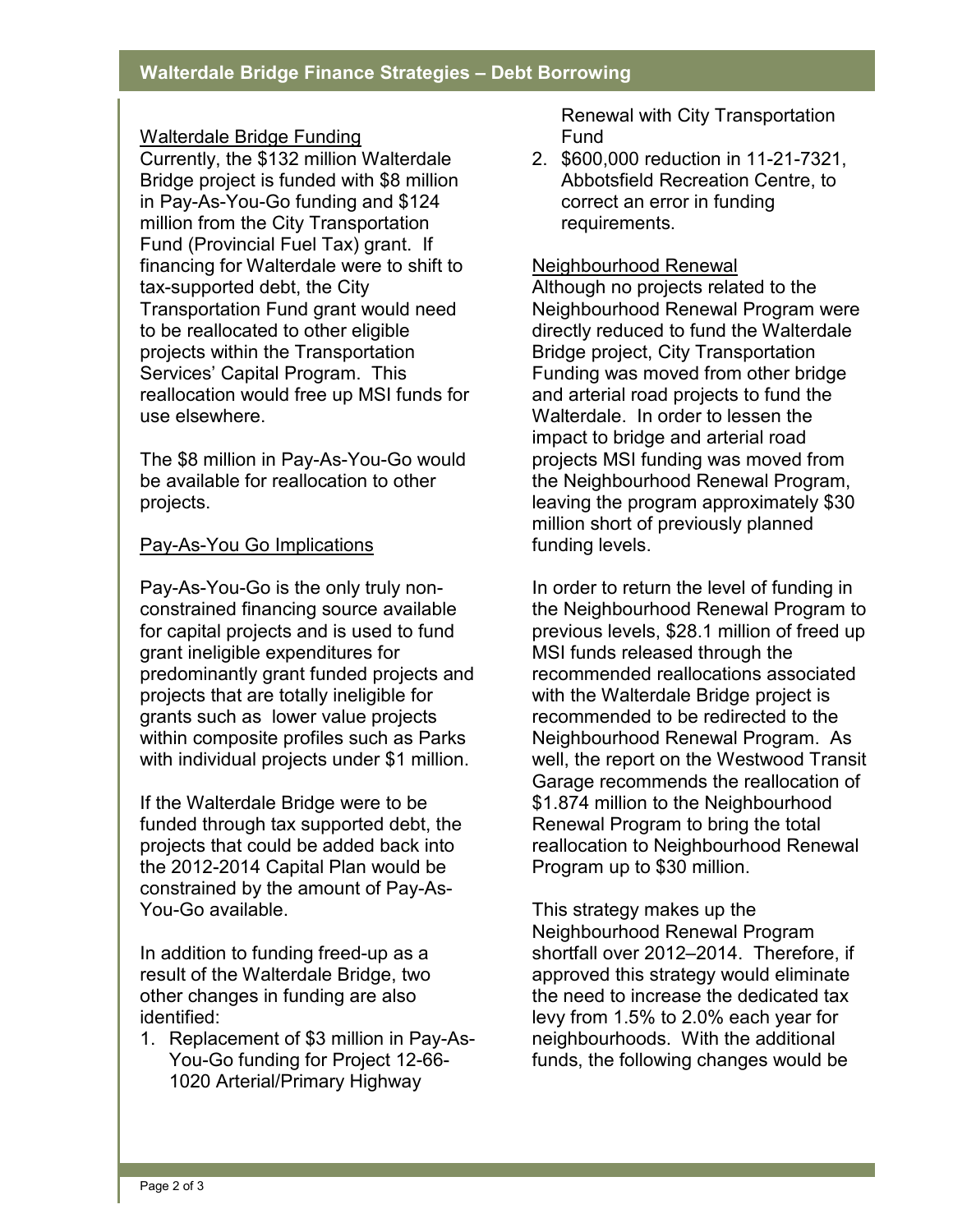## Walterdale Bridge Finance Strategies – Debt Borrowing

### Walterdale Bridge Funding

Currently, the $132 million Walterdale Bridge project is funded with $8 million in Pay-As-You-Go funding and $124 million from the City Transportation Fund (Provincial Fuel Tax) grant. If financing for Walterdale were to shift to tax-supported debt, the City Transportation Fund grant would need to be reallocated to other eligible projects within the Transportation Services' Capital Program. This reallocation would free up MSI funds for use elsewhere.

The $8 million in Pay-As-You-Go would be available for reallocation to other projects.

### Pay-As-You Go Implications

Pay-As-You-Go is the only truly non-constrained financing source available for capital projects and is used to fund grant ineligible expenditures for predominantly grant funded projects and projects that are totally ineligible for grants such as lower value projects within composite profiles such as Parks with individual projects under $1 million.

If the Walterdale Bridge were to be funded through tax supported debt, the projects that could be added back into the 2012-2014 Capital Plan would be constrained by the amount of Pay-As-You-Go available.

In addition to funding freed-up as a result of the Walterdale Bridge, two other changes in funding are also identified:

1. Replacement of $3 million in Pay-As-You-Go funding for Project 12-66-1020 Arterial/Primary Highway Renewal with City Transportation Fund
2. $600,000 reduction in 11-21-7321, Abbotsfield Recreation Centre, to correct an error in funding requirements.

### Neighbourhood Renewal

Although no projects related to the Neighbourhood Renewal Program were directly reduced to fund the Walterdale Bridge project, City Transportation Funding was moved from other bridge and arterial road projects to fund the Walterdale. In order to lessen the impact to bridge and arterial road projects MSI funding was moved from the Neighbourhood Renewal Program, leaving the program approximately $30 million short of previously planned funding levels.

In order to return the level of funding in the Neighbourhood Renewal Program to previous levels, $28.1 million of freed up MSI funds released through the recommended reallocations associated with the Walterdale Bridge project is recommended to be redirected to the Neighbourhood Renewal Program. As well, the report on the Westwood Transit Garage recommends the reallocation of $1.874 million to the Neighbourhood Renewal Program to bring the total reallocation to Neighbourhood Renewal Program up to $30 million.

This strategy makes up the Neighbourhood Renewal Program shortfall over 2012–2014. Therefore, if approved this strategy would eliminate the need to increase the dedicated tax levy from 1.5% to 2.0% each year for neighbourhoods. With the additional funds, the following changes would be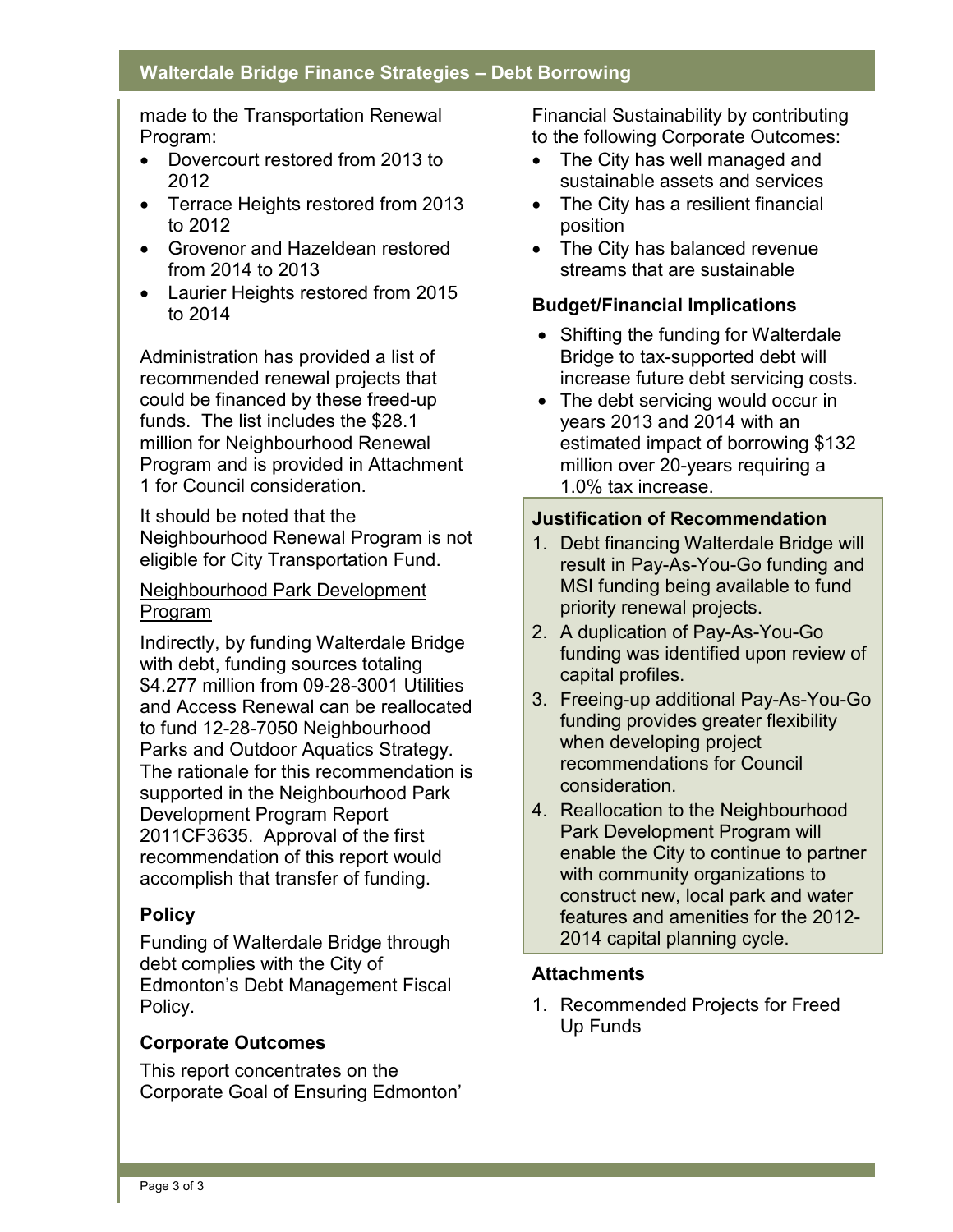made to the Transportation Renewal Program:

- Dovercourt restored from 2013 to 2012
- Terrace Heights restored from 2013 to 2012
- Grovenor and Hazeldean restored from 2014 to 2013
- Laurier Heights restored from 2015 to 2014

Administration has provided a list of recommended renewal projects that could be financed by these freed-up funds. The list includes the $28.1 million for Neighbourhood Renewal Program and is provided in Attachment 1 for Council consideration.

It should be noted that the Neighbourhood Renewal Program is not eligible for City Transportation Fund.

Neighbourhood Park Development Program

Indirectly, by funding Walterdale Bridge with debt, funding sources totaling $4.277 million from 09-28-3001 Utilities and Access Renewal can be reallocated to fund 12-28-7050 Neighbourhood Parks and Outdoor Aquatics Strategy. The rationale for this recommendation is supported in the Neighbourhood Park Development Program Report 2011CF3635. Approval of the first recommendation of this report would accomplish that transfer of funding.

### Policy

Funding of Walterdale Bridge through debt complies with the City of Edmonton's Debt Management Fiscal Policy.

### Corporate Outcomes

This report concentrates on the Corporate Goal of Ensuring Edmonton' Financial Sustainability by contributing to the following Corporate Outcomes:

- The City has well managed and sustainable assets and services
- The City has a resilient financial position
- The City has balanced revenue streams that are sustainable

### Budget/Financial Implications

- Shifting the funding for Walterdale Bridge to tax-supported debt will increase future debt servicing costs.
- The debt servicing would occur in years 2013 and 2014 with an estimated impact of borrowing $132 million over 20-years requiring a 1.0% tax increase.

### Justification of Recommendation

1. Debt financing Walterdale Bridge will result in Pay-As-You-Go funding and MSI funding being available to fund priority renewal projects.
2. A duplication of Pay-As-You-Go funding was identified upon review of capital profiles.
3. Freeing-up additional Pay-As-You-Go funding provides greater flexibility when developing project recommendations for Council consideration.
4. Reallocation to the Neighbourhood Park Development Program will enable the City to continue to partner with community organizations to construct new, local park and water features and amenities for the 2012-2014 capital planning cycle.

### Attachments

1. Recommended Projects for Freed Up Funds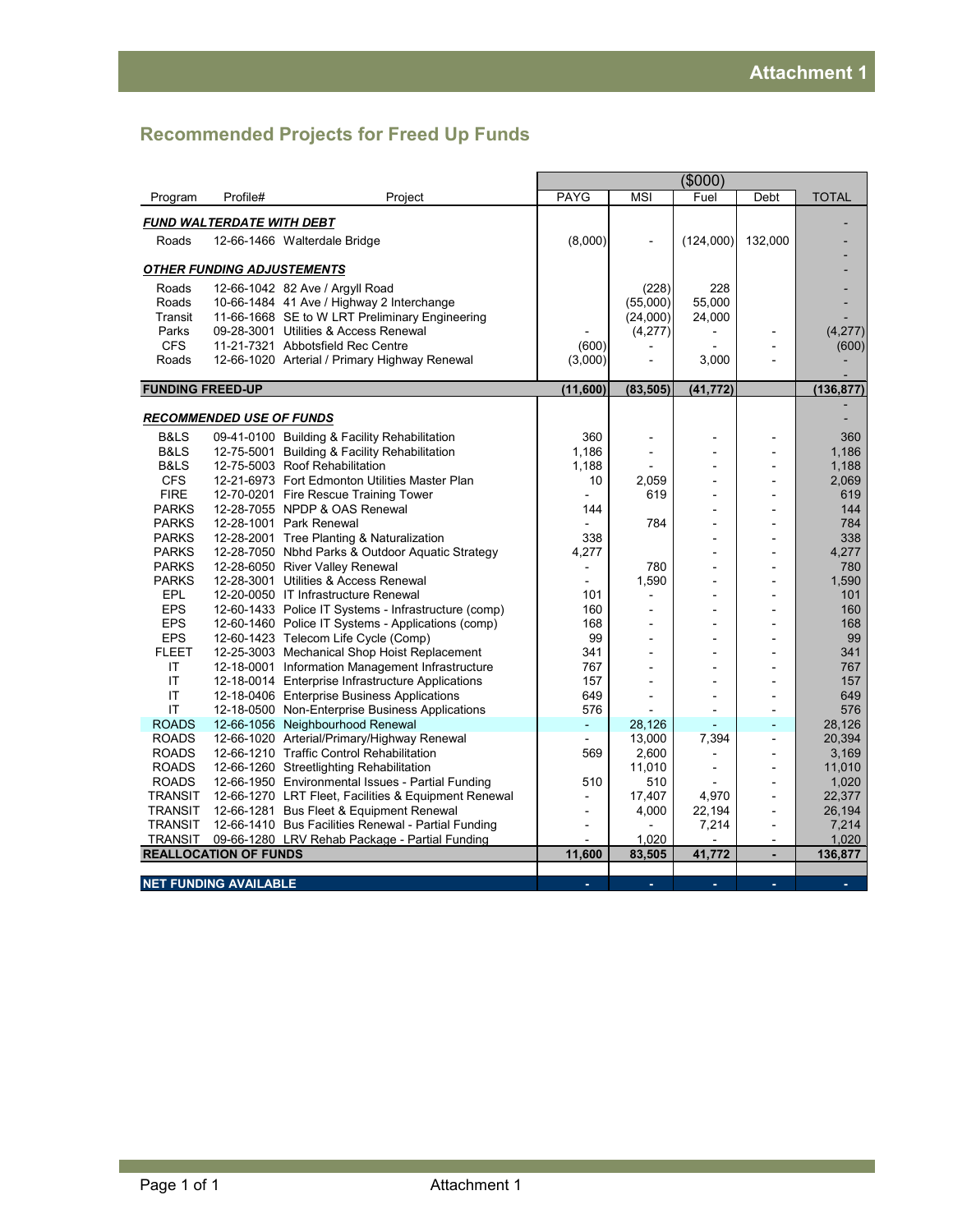# Attachment 1

## Recommended Projects for Freed Up Funds

| | | | ($000) | | | | |
|---|---|---|---|---|---|---|---|
| Program | Profile# | Project | PAYG | MSI | Fuel | Debt | TOTAL |
| ***FUND WALTERDATE WITH DEBT*** | | | | | | | - |
| Roads | 12-66-1466 | Walterdale Bridge | (8,000) | - | (124,000) | 132,000 | - |
| | | | | | | | - |
| ***OTHER FUNDING ADJUSTEMENTS*** | | | | | | | - |
| Roads | 12-66-1042 | 82 Ave / Argyll Road | | (228) | 228 | | - |
| Roads | 10-66-1484 | 41 Ave / Highway 2 Interchange | | (55,000) | 55,000 | | - |
| Transit | 11-66-1668 | SE to W LRT Preliminary Engineering | | (24,000) | 24,000 | | - |
| Parks | 09-28-3001 | Utilities & Access Renewal | - | (4,277) | - | - | (4,277) |
| CFS | 11-21-7321 | Abbotsfield Rec Centre | (600) | - | - | - | (600) |
| Roads | 12-66-1020 | Arterial / Primary Highway Renewal | (3,000) | - | 3,000 | - | - |
| | | | | | | | - |
| **FUNDING FREED-UP** | | | **(11,600)** | **(83,505)** | **(41,772)** | | **(136,877)** |
| | | | | | | | - |
| ***RECOMMENDED USE OF FUNDS*** | | | | | | | - |
| B&LS | 09-41-0100 | Building & Facility Rehabilitation | 360 | - | - | - | 360 |
| B&LS | 12-75-5001 | Building & Facility Rehabilitation | 1,186 | - | - | - | 1,186 |
| B&LS | 12-75-5003 | Roof Rehabilitation | 1,188 | - | - | - | 1,188 |
| CFS | 12-21-6973 | Fort Edmonton Utilities Master Plan | 10 | 2,059 | - | - | 2,069 |
| FIRE | 12-70-0201 | Fire Rescue Training Tower | - | 619 | - | - | 619 |
| PARKS | 12-28-7055 | NPDP & OAS Renewal | 144 | | - | - | 144 |
| PARKS | 12-28-1001 | Park Renewal | - | 784 | - | - | 784 |
| PARKS | 12-28-2001 | Tree Planting & Naturalization | 338 | | - | - | 338 |
| PARKS | 12-28-7050 | Nbhd Parks & Outdoor Aquatic Strategy | 4,277 | | - | - | 4,277 |
| PARKS | 12-28-6050 | River Valley Renewal | - | 780 | - | - | 780 |
| PARKS | 12-28-3001 | Utilities & Access Renewal | - | 1,590 | - | - | 1,590 |
| EPL | 12-20-0050 | IT Infrastructure Renewal | 101 | - | - | - | 101 |
| EPS | 12-60-1433 | Police IT Systems - Infrastructure (comp) | 160 | - | - | - | 160 |
| EPS | 12-60-1460 | Police IT Systems - Applications (comp) | 168 | - | - | - | 168 |
| EPS | 12-60-1423 | Telecom Life Cycle (Comp) | 99 | - | - | - | 99 |
| FLEET | 12-25-3003 | Mechanical Shop Hoist Replacement | 341 | - | - | - | 341 |
| IT | 12-18-0001 | Information Management Infrastructure | 767 | - | - | - | 767 |
| IT | 12-18-0014 | Enterprise Infrastructure Applications | 157 | - | - | - | 157 |
| IT | 12-18-0406 | Enterprise Business Applications | 649 | - | - | - | 649 |
| IT | 12-18-0500 | Non-Enterprise Business Applications | 576 | - | - | - | 576 |
| ROADS | 12-66-1056 | Neighbourhood Renewal | - | 28,126 | - | - | 28,126 |
| ROADS | 12-66-1020 | Arterial/Primary/Highway Renewal | - | 13,000 | 7,394 | - | 20,394 |
| ROADS | 12-66-1210 | Traffic Control Rehabilitation | 569 | 2,600 | - | - | 3,169 |
| ROADS | 12-66-1260 | Streetlighting Rehabilitation | | 11,010 | - | - | 11,010 |
| ROADS | 12-66-1950 | Environmental Issues - Partial Funding | 510 | 510 | - | - | 1,020 |
| TRANSIT | 12-66-1270 | LRT Fleet, Facilities & Equipment Renewal | - | 17,407 | 4,970 | - | 22,377 |
| TRANSIT | 12-66-1281 | Bus Fleet & Equipment Renewal | - | 4,000 | 22,194 | - | 26,194 |
| TRANSIT | 12-66-1410 | Bus Facilities Renewal - Partial Funding | - | - | 7,214 | - | 7,214 |
| TRANSIT | 09-66-1280 | LRV Rehab Package - Partial Funding | - | 1,020 | - | - | 1,020 |
| **REALLOCATION OF FUNDS** | | | **11,600** | **83,505** | **41,772** | **-** | **136,877** |
| | | | | | | | |
| **NET FUNDING AVAILABLE** | | | **-** | **-** | **-** | **-** | **-** |